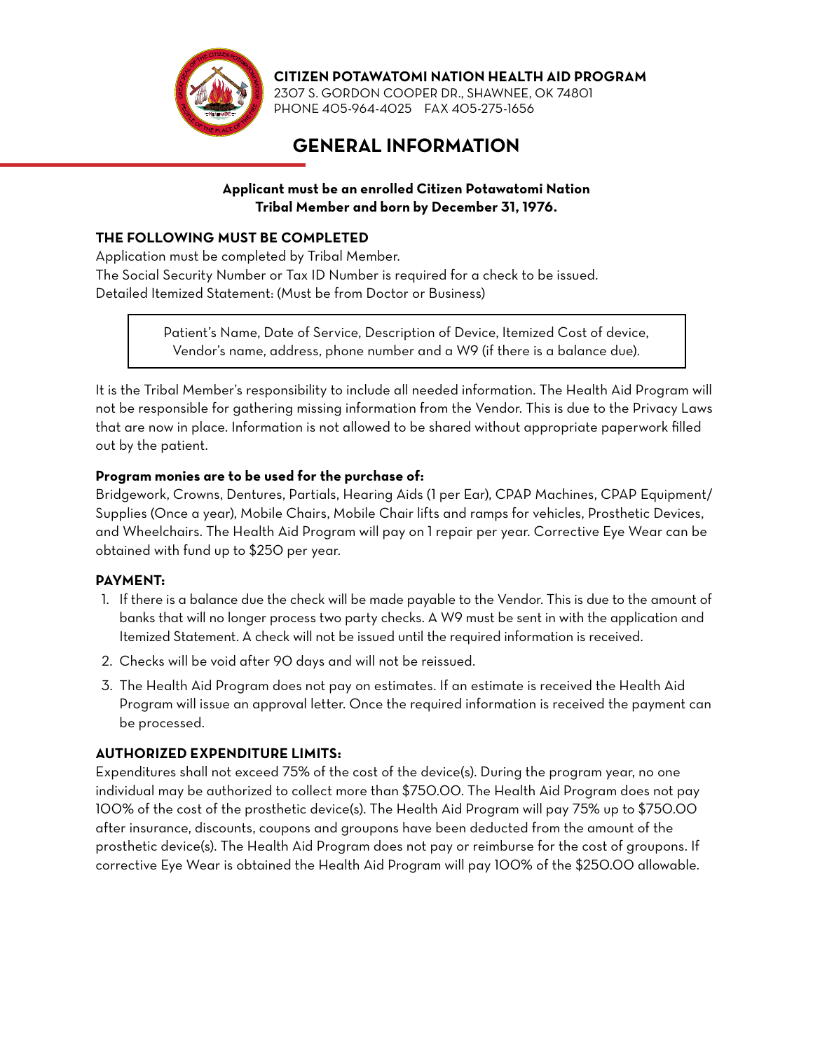**CITIZEN POTAWATOMI NATION HEALTH AID PROGRAM**
2307 S. GORDON COOPER DR., SHAWNEE, OK 74801
PHONE 405-964-4025 FAX 405-275-1656

# GENERAL INFORMATION

**Applicant must be an enrolled Citizen Potawatomi Nation Tribal Member and born by December 31, 1976.**

### THE FOLLOWING MUST BE COMPLETED

Application must be completed by Tribal Member.
The Social Security Number or Tax ID Number is required for a check to be issued.
Detailed Itemized Statement: (Must be from Doctor or Business)

> Patient's Name, Date of Service, Description of Device, Itemized Cost of device, Vendor's name, address, phone number and a W9 (if there is a balance due).

It is the Tribal Member's responsibility to include all needed information. The Health Aid Program will not be responsible for gathering missing information from the Vendor. This is due to the Privacy Laws that are now in place. Information is not allowed to be shared without appropriate paperwork filled out by the patient.

**Program monies are to be used for the purchase of:**
Bridgework, Crowns, Dentures, Partials, Hearing Aids (1 per Ear), CPAP Machines, CPAP Equipment/Supplies (Once a year), Mobile Chairs, Mobile Chair lifts and ramps for vehicles, Prosthetic Devices, and Wheelchairs. The Health Aid Program will pay on 1 repair per year. Corrective Eye Wear can be obtained with fund up to $250 per year.

### PAYMENT:

1. If there is a balance due the check will be made payable to the Vendor. This is due to the amount of banks that will no longer process two party checks. A W9 must be sent in with the application and Itemized Statement. A check will not be issued until the required information is received.
2. Checks will be void after 90 days and will not be reissued.
3. The Health Aid Program does not pay on estimates. If an estimate is received the Health Aid Program will issue an approval letter. Once the required information is received the payment can be processed.

### AUTHORIZED EXPENDITURE LIMITS:

Expenditures shall not exceed 75% of the cost of the device(s). During the program year, no one individual may be authorized to collect more than $750.00. The Health Aid Program does not pay 100% of the cost of the prosthetic device(s). The Health Aid Program will pay 75% up to $750.00 after insurance, discounts, coupons and groupons have been deducted from the amount of the prosthetic device(s). The Health Aid Program does not pay or reimburse for the cost of groupons. If corrective Eye Wear is obtained the Health Aid Program will pay 100% of the $250.00 allowable.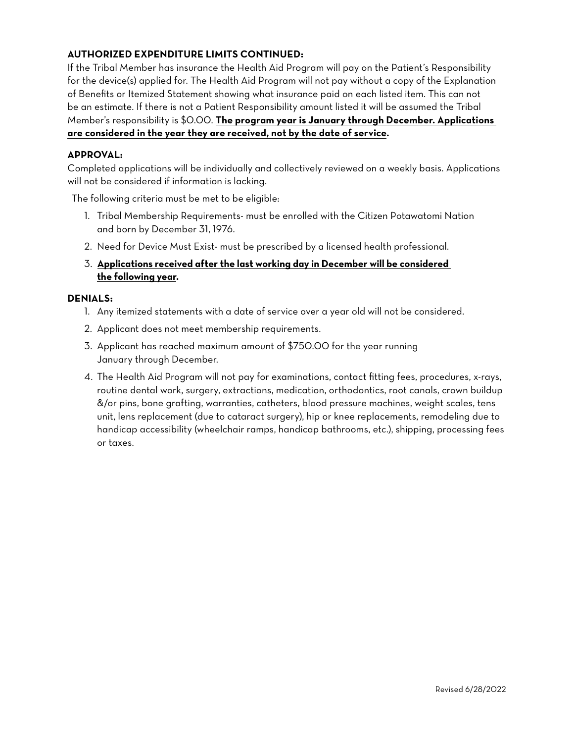**AUTHORIZED EXPENDITURE LIMITS CONTINUED:**

If the Tribal Member has insurance the Health Aid Program will pay on the Patient's Responsibility for the device(s) applied for. The Health Aid Program will not pay without a copy of the Explanation of Benefits or Itemized Statement showing what insurance paid on each listed item. This can not be an estimate. If there is not a Patient Responsibility amount listed it will be assumed the Tribal Member's responsibility is $0.00. **The program year is January through December. Applications are considered in the year they are received, not by the date of service.**

**APPROVAL:**

Completed applications will be individually and collectively reviewed on a weekly basis. Applications will not be considered if information is lacking.

The following criteria must be met to be eligible:

1. Tribal Membership Requirements- must be enrolled with the Citizen Potawatomi Nation and born by December 31, 1976.
2. Need for Device Must Exist- must be prescribed by a licensed health professional.
3. **Applications received after the last working day in December will be considered the following year.**

**DENIALS:**

1. Any itemized statements with a date of service over a year old will not be considered.
2. Applicant does not meet membership requirements.
3. Applicant has reached maximum amount of $750.00 for the year running January through December.
4. The Health Aid Program will not pay for examinations, contact fitting fees, procedures, x-rays, routine dental work, surgery, extractions, medication, orthodontics, root canals, crown buildup &/or pins, bone grafting, warranties, catheters, blood pressure machines, weight scales, tens unit, lens replacement (due to cataract surgery), hip or knee replacements, remodeling due to handicap accessibility (wheelchair ramps, handicap bathrooms, etc.), shipping, processing fees or taxes.

Revised 6/28/2022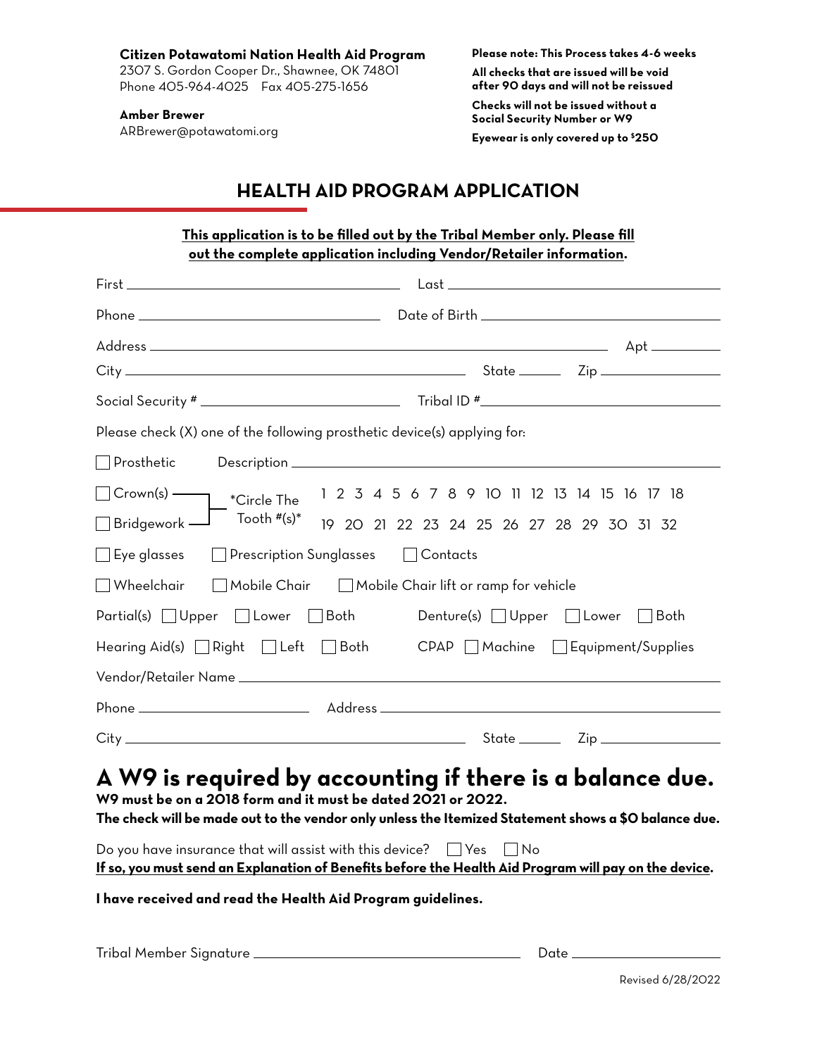**Citizen Potawatomi Nation Health Aid Program**
2307 S. Gordon Cooper Dr., Shawnee, OK 74801
Phone 405-964-4025 Fax 405-275-1656

**Amber Brewer**
ARBrewer@potawatomi.org

**Please note: This Process takes 4-6 weeks**

**All checks that are issued will be void after 90 days and will not be reissued**

**Checks will not be issued without a Social Security Number or W9**

**Eyewear is only covered up to $250**

# HEALTH AID PROGRAM APPLICATION

**This application is to be filled out by the Tribal Member only. Please fill out the complete application including Vendor/Retailer information.**

First ____________________ Last ____________________

Phone ____________________ Date of Birth ____________________

Address ________________________________ Apt __________

City ____________________ State ______ Zip __________

Social Security # ____________________ Tribal ID # ____________________

Please check (X) one of the following prosthetic device(s) applying for:

☐ Prosthetic Description ________________________________

☐ Crown(s)
☐ Bridgework
*Circle The Tooth #(s)*
1 2 3 4 5 6 7 8 9 10 11 12 13 14 15 16 17 18
19 20 21 22 23 24 25 26 27 28 29 30 31 32

☐ Eye glasses ☐ Prescription Sunglasses ☐ Contacts

☐ Wheelchair ☐ Mobile Chair ☐ Mobile Chair lift or ramp for vehicle

Partial(s) ☐ Upper ☐ Lower ☐ Both Denture(s) ☐ Upper ☐ Lower ☐ Both

Hearing Aid(s) ☐ Right ☐ Left ☐ Both CPAP ☐ Machine ☐ Equipment/Supplies

Vendor/Retailer Name ________________________________

Phone ____________________ Address ________________________________

City ____________________ State ______ Zip __________

## A W9 is required by accounting if there is a balance due.

**W9 must be on a 2018 form and it must be dated 2021 or 2022.**
**The check will be made out to the vendor only unless the Itemized Statement shows a $0 balance due.**

Do you have insurance that will assist with this device? ☐ Yes ☐ No
**If so, you must send an Explanation of Benefits before the Health Aid Program will pay on the device.**

**I have received and read the Health Aid Program guidelines.**

Tribal Member Signature ________________________________ Date ____________________

Revised 6/28/2022